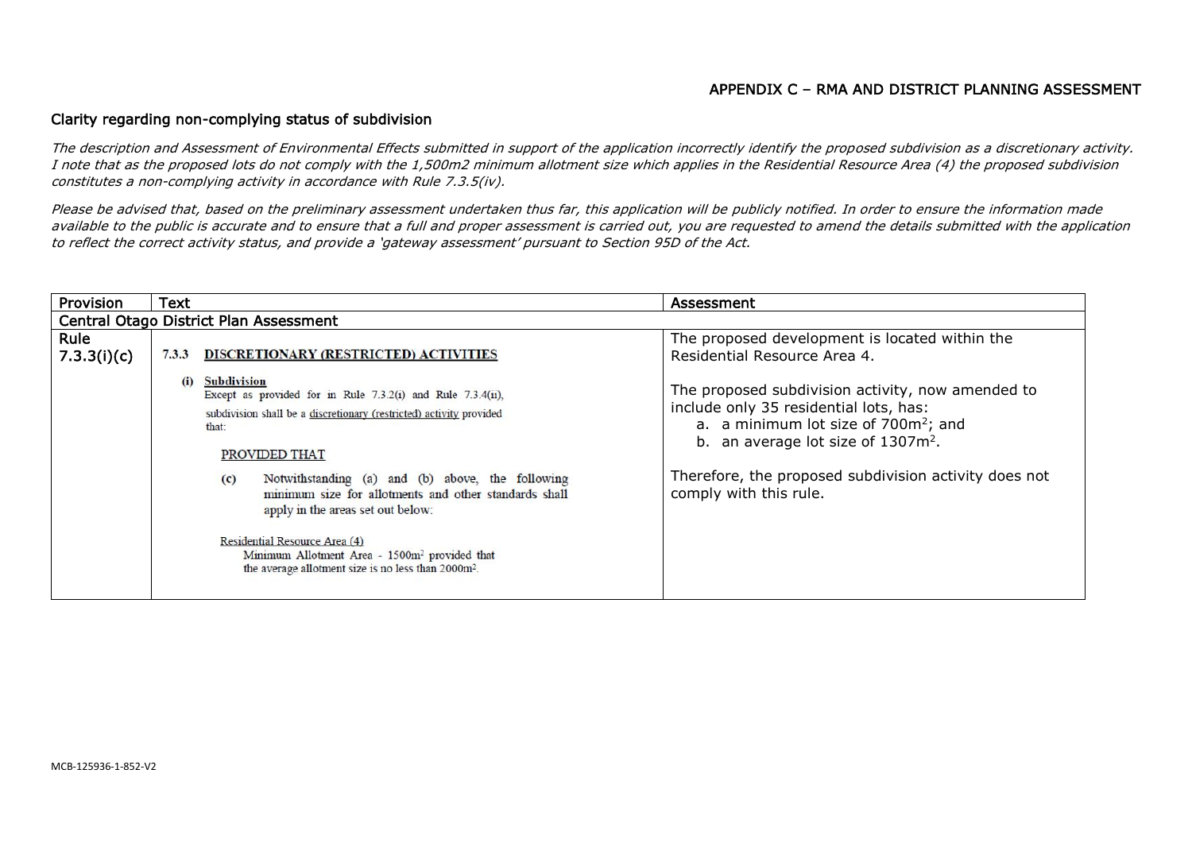## APPENDIX C – RMA AND DISTRICT PLANNING ASSESSMENT

### Clarity regarding non-complying status of subdivision

*The description and Assessment of Environmental Effects submitted in support of the application incorrectly identify the proposed subdivision as a discretionary activity. I note that as the proposed lots do not comply with the 1,500m2 minimum allotment size which applies in the Residential Resource Area (4) the proposed subdivision constitutes a non-complying activity in accordance with Rule 7.3.5(iv).*

*Please be advised that, based on the preliminary assessment undertaken thus far, this application will be publicly notified. In order to ensure the information made available to the public is accurate and to ensure that a full and proper assessment is carried out, you are requested to amend the details submitted with the application to reflect the correct activity status, and provide a 'gateway assessment' pursuant to Section 95D of the Act.*

| Provision | Text | Assessment |
|---|---|---|
| **Central Otago District Plan Assessment** | | |
| Rule 7.3.3(i)(c) | **7.3.3 DISCRETIONARY (RESTRICTED) ACTIVITIES**<br><br>**(i) Subdivision**<br>Except as provided for in Rule 7.3.2(i) and Rule 7.3.4(ii), subdivision shall be a discretionary (restricted) activity provided that:<br><br>PROVIDED THAT<br><br>(c) Notwithstanding (a) and (b) above, the following minimum size for allotments and other standards shall apply in the areas set out below:<br><br>Residential Resource Area (4)<br>Minimum Allotment Area - 1500m² provided that the average allotment size is no less than 2000m². | The proposed development is located within the Residential Resource Area 4.<br><br>The proposed subdivision activity, now amended to include only 35 residential lots, has:<br>a. a minimum lot size of 700m²; and<br>b. an average lot size of 1307m².<br><br>Therefore, the proposed subdivision activity does not comply with this rule. |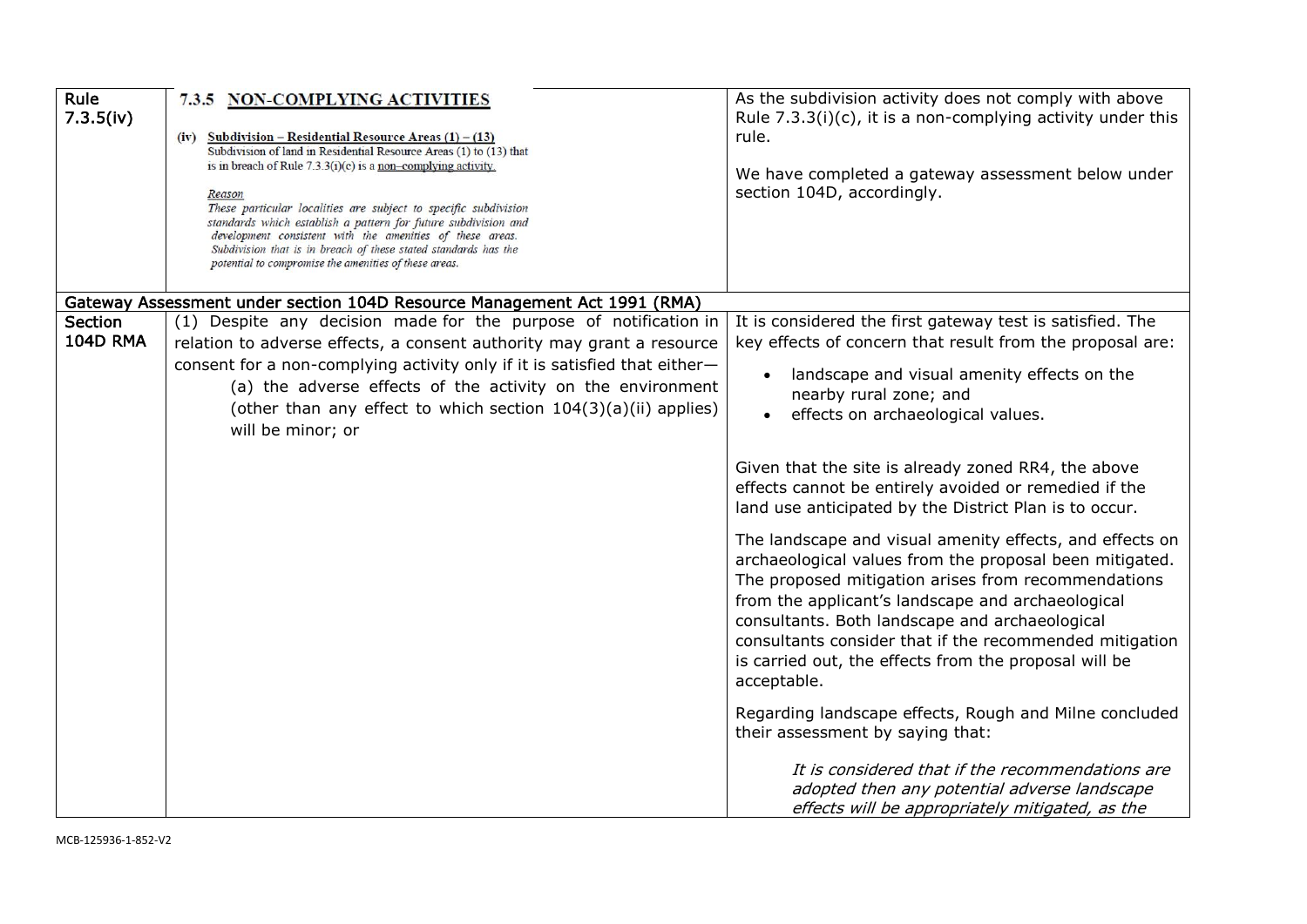| Rule 7.3.5(iv) | **7.3.5 NON-COMPLYING ACTIVITIES**<br><br>(iv) Subdivision – Residential Resource Areas (1) – (13)<br>Subdivision of land in Residential Resource Areas (1) to (13) that is in breach of Rule 7.3.3(i)(c) is a non–complying activity.<br><br>*Reason*<br>*These particular localities are subject to specific subdivision standards which establish a pattern for future subdivision and development consistent with the amenities of these areas. Subdivision that is in breach of these stated standards has the potential to compromise the amenities of these areas.* | As the subdivision activity does not comply with above Rule 7.3.3(i)(c), it is a non-complying activity under this rule.<br><br>We have completed a gateway assessment below under section 104D, accordingly. |
|---|---|---|
| **Gateway Assessment under section 104D Resource Management Act 1991 (RMA)** | | |
| **Section 104D RMA** | (1) Despite any decision made for the purpose of notification in relation to adverse effects, a consent authority may grant a resource consent for a non-complying activity only if it is satisfied that either—<br>(a) the adverse effects of the activity on the environment (other than any effect to which section 104(3)(a)(ii) applies) will be minor; or | It is considered the first gateway test is satisfied. The key effects of concern that result from the proposal are:<br><br>• landscape and visual amenity effects on the nearby rural zone; and<br>• effects on archaeological values.<br><br>Given that the site is already zoned RR4, the above effects cannot be entirely avoided or remedied if the land use anticipated by the District Plan is to occur.<br><br>The landscape and visual amenity effects, and effects on archaeological values from the proposal been mitigated. The proposed mitigation arises from recommendations from the applicant's landscape and archaeological consultants. Both landscape and archaeological consultants consider that if the recommended mitigation is carried out, the effects from the proposal will be acceptable.<br><br>Regarding landscape effects, Rough and Milne concluded their assessment by saying that:<br><br>*It is considered that if the recommendations are adopted then any potential adverse landscape effects will be appropriately mitigated, as the* |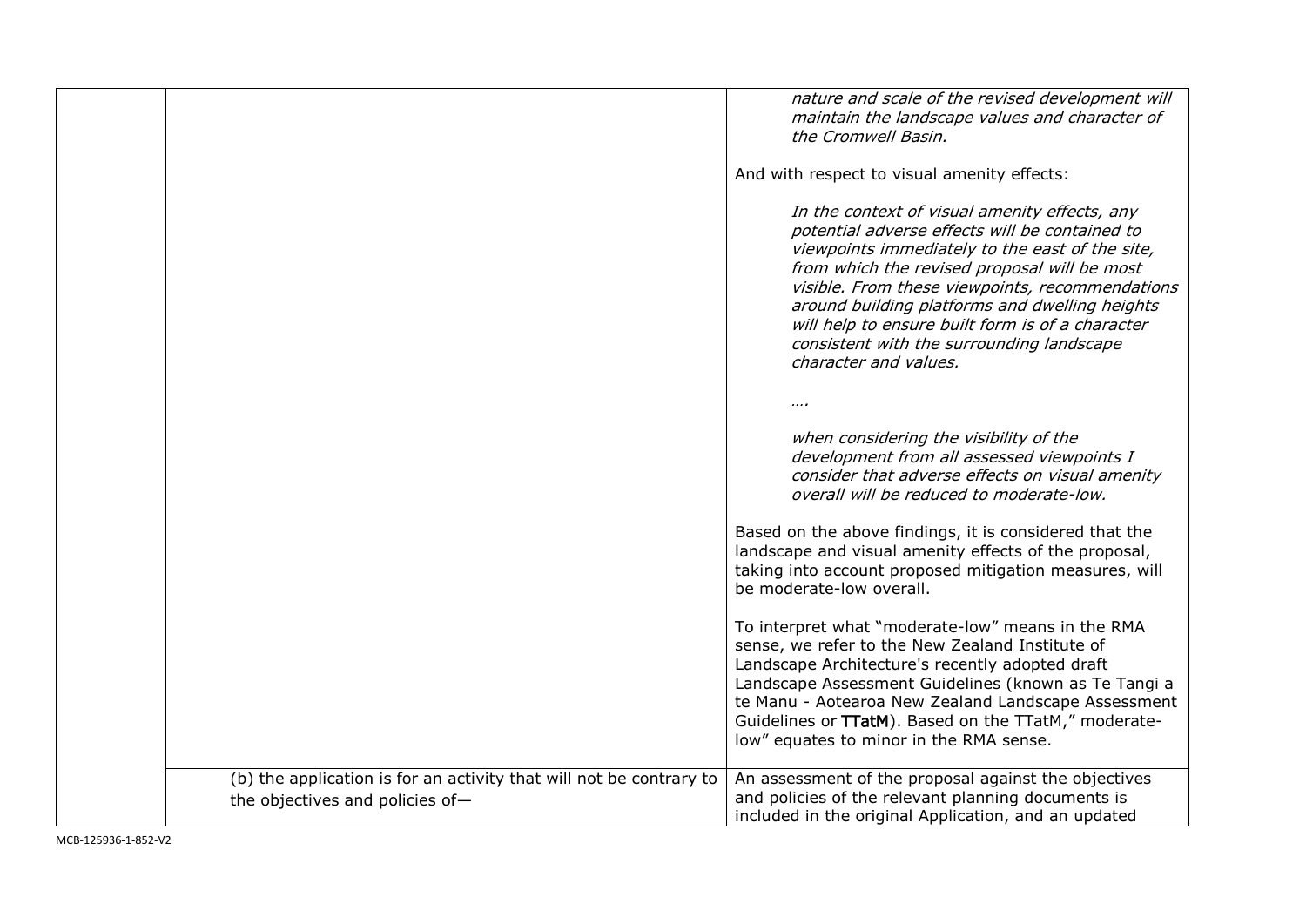| | | |
|---|---|---|
| | | *nature and scale of the revised development will maintain the landscape values and character of the Cromwell Basin.*<br><br>And with respect to visual amenity effects:<br><br>*In the context of visual amenity effects, any potential adverse effects will be contained to viewpoints immediately to the east of the site, from which the revised proposal will be most visible. From these viewpoints, recommendations around building platforms and dwelling heights will help to ensure built form is of a character consistent with the surrounding landscape character and values.*<br><br>*….*<br><br>*when considering the visibility of the development from all assessed viewpoints I consider that adverse effects on visual amenity overall will be reduced to moderate-low.*<br><br>Based on the above findings, it is considered that the landscape and visual amenity effects of the proposal, taking into account proposed mitigation measures, will be moderate-low overall.<br><br>To interpret what "moderate-low" means in the RMA sense, we refer to the New Zealand Institute of Landscape Architecture's recently adopted draft Landscape Assessment Guidelines (known as Te Tangi a te Manu - Aotearoa New Zealand Landscape Assessment Guidelines or **TTatM**). Based on the TTatM," moderate-low" equates to minor in the RMA sense. |
| | (b) the application is for an activity that will not be contrary to the objectives and policies of— | An assessment of the proposal against the objectives and policies of the relevant planning documents is included in the original Application, and an updated |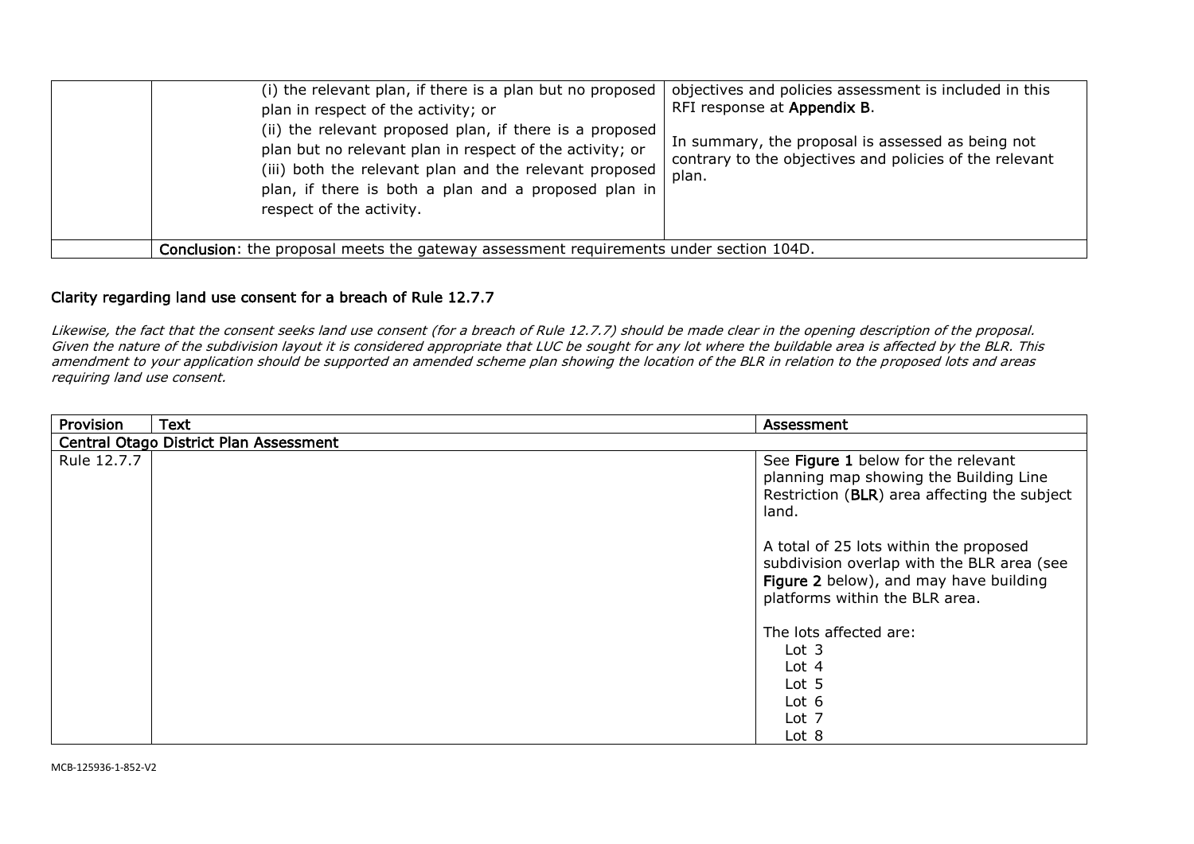|  | (i) the relevant plan, if there is a plan but no proposed plan in respect of the activity; or<br>(ii) the relevant proposed plan, if there is a proposed plan but no relevant plan in respect of the activity; or<br>(iii) both the relevant plan and the relevant proposed plan, if there is both a plan and a proposed plan in respect of the activity. | objectives and policies assessment is included in this RFI response at **Appendix B**.<br><br>In summary, the proposal is assessed as being not contrary to the objectives and policies of the relevant plan. |
|---|---|---|
|  | **Conclusion**: the proposal meets the gateway assessment requirements under section 104D. | |

## Clarity regarding land use consent for a breach of Rule 12.7.7

*Likewise, the fact that the consent seeks land use consent (for a breach of Rule 12.7.7) should be made clear in the opening description of the proposal. Given the nature of the subdivision layout it is considered appropriate that LUC be sought for any lot where the buildable area is affected by the BLR. This amendment to your application should be supported an amended scheme plan showing the location of the BLR in relation to the proposed lots and areas requiring land use consent.*

| Provision | Text | Assessment |
|---|---|---|
| **Central Otago District Plan Assessment** | | |
| Rule 12.7.7 | | See **Figure 1** below for the relevant planning map showing the Building Line Restriction (**BLR**) area affecting the subject land.<br><br>A total of 25 lots within the proposed subdivision overlap with the BLR area (see **Figure 2** below), and may have building platforms within the BLR area.<br><br>The lots affected are:<br>Lot 3<br>Lot 4<br>Lot 5<br>Lot 6<br>Lot 7<br>Lot 8 |

MCB-125936-1-852-V2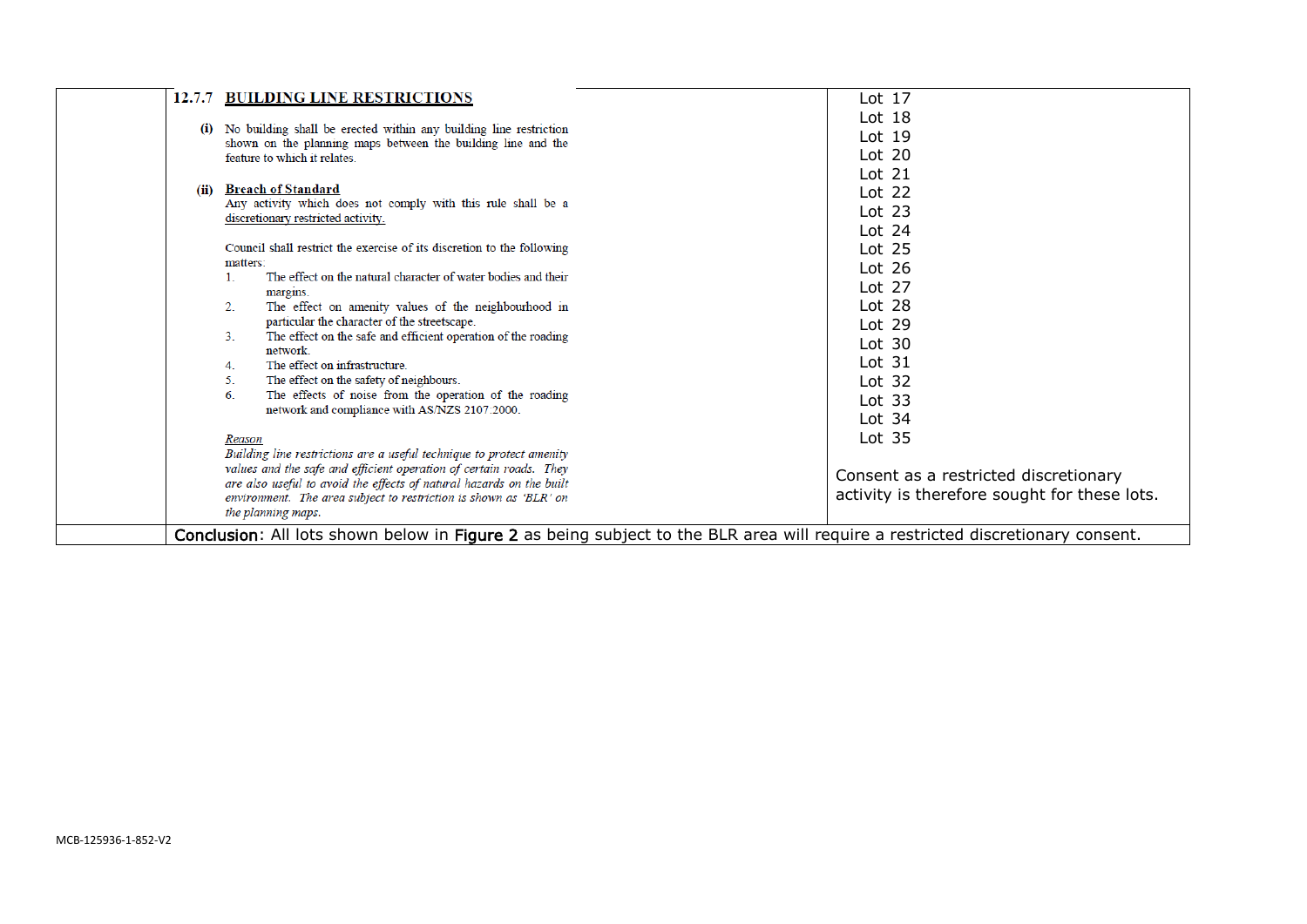| | Rule | Assessment |
|---|---|---|
| | **12.7.7 BUILDING LINE RESTRICTIONS**<br><br>**(i)** No building shall be erected within any building line restriction shown on the planning maps between the building line and the feature to which it relates.<br><br>**(ii) Breach of Standard**<br>Any activity which does not comply with this rule shall be a discretionary restricted activity.<br><br>Council shall restrict the exercise of its discretion to the following matters:<br>1. The effect on the natural character of water bodies and their margins.<br>2. The effect on amenity values of the neighbourhood in particular the character of the streetscape.<br>3. The effect on the safe and efficient operation of the roading network.<br>4. The effect on infrastructure.<br>5. The effect on the safety of neighbours.<br>6. The effects of noise from the operation of the roading network and compliance with AS/NZS 2107:2000.<br><br>*Reason*<br>*Building line restrictions are a useful technique to protect amenity values and the safe and efficient operation of certain roads. They are also useful to avoid the effects of natural hazards on the built environment. The area subject to restriction is shown as 'BLR' on the planning maps.* | Lot 17<br>Lot 18<br>Lot 19<br>Lot 20<br>Lot 21<br>Lot 22<br>Lot 23<br>Lot 24<br>Lot 25<br>Lot 26<br>Lot 27<br>Lot 28<br>Lot 29<br>Lot 30<br>Lot 31<br>Lot 32<br>Lot 33<br>Lot 34<br>Lot 35<br><br>Consent as a restricted discretionary activity is therefore sought for these lots. |
| | **Conclusion**: All lots shown below in **Figure 2** as being subject to the BLR area will require a restricted discretionary consent. | |

MCB-125936-1-852-V2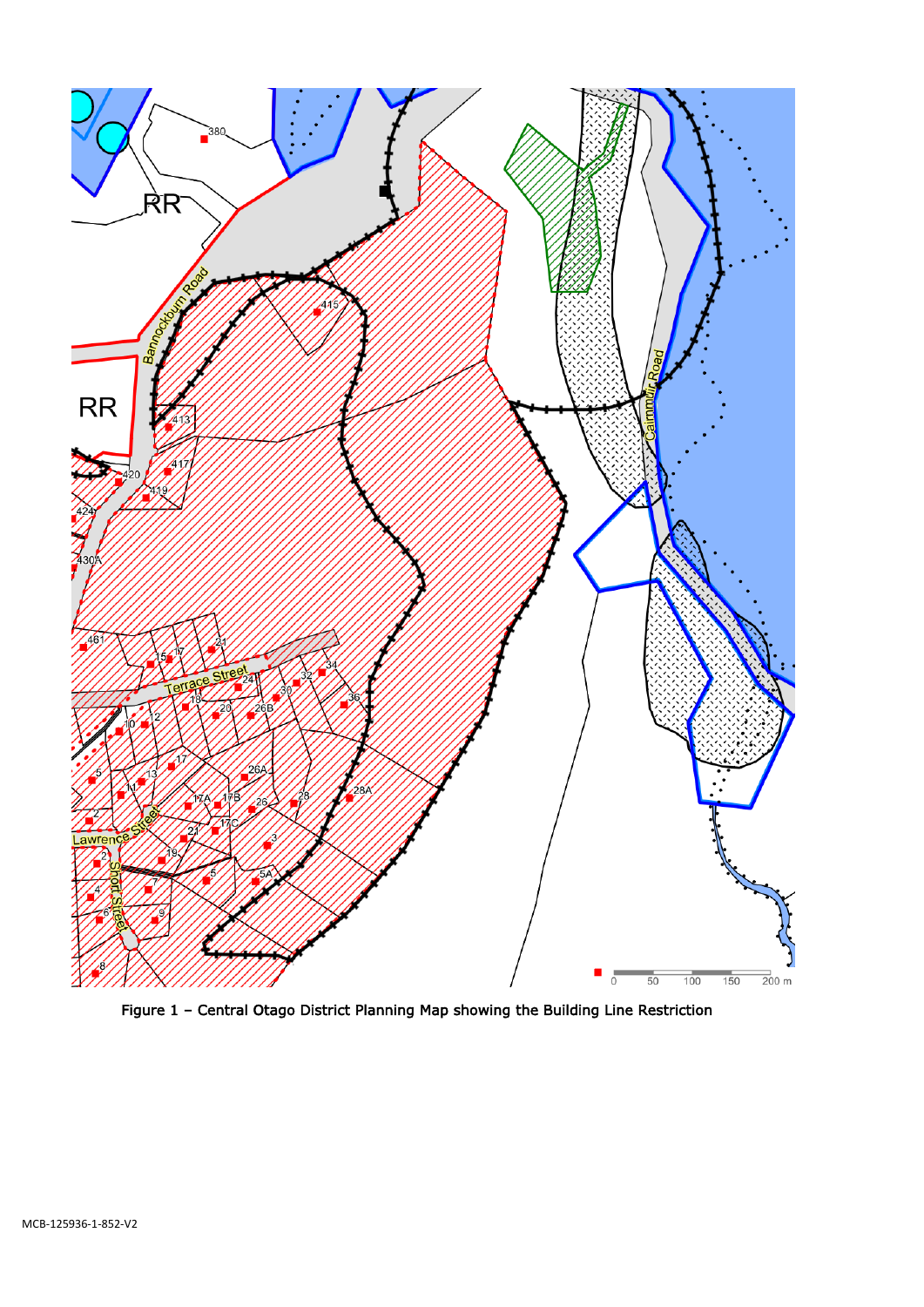Figure 1 – Central Otago District Planning Map showing the Building Line Restriction

MCB-125936-1-852-V2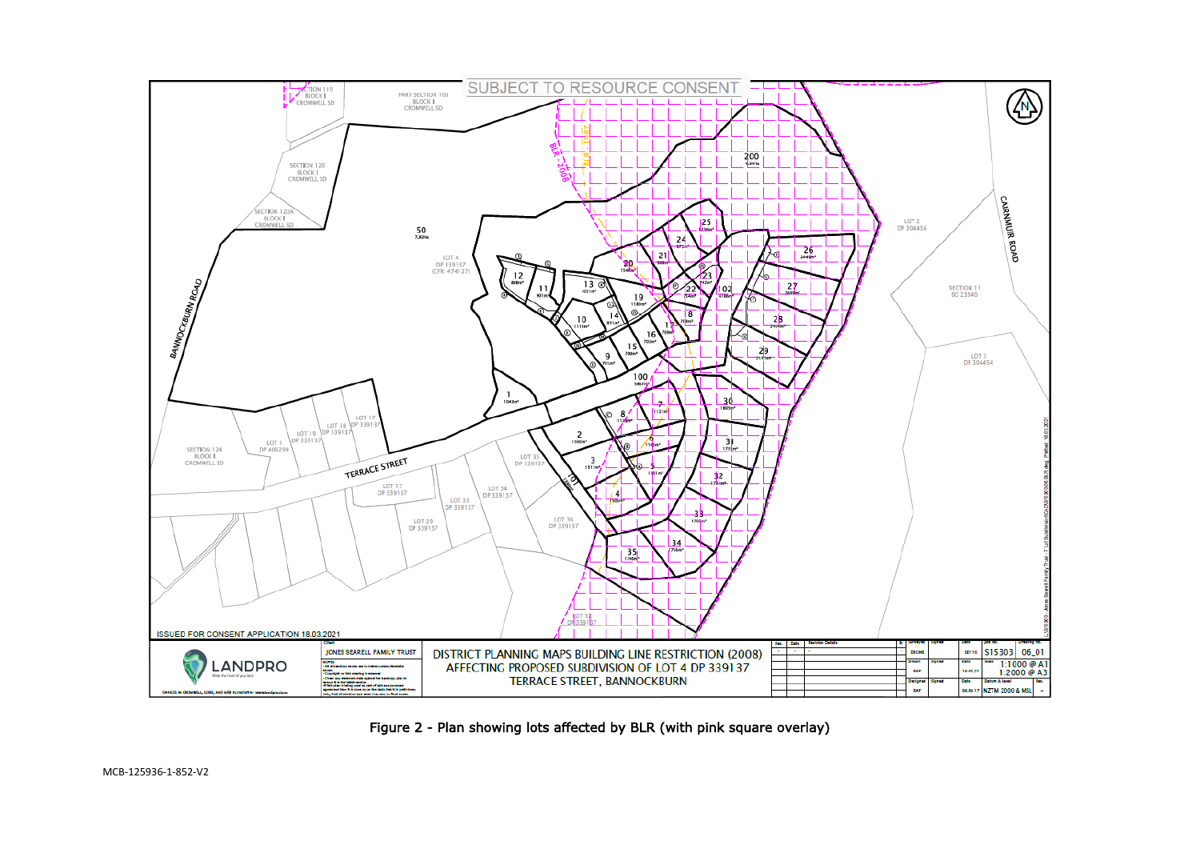SUBJECT TO RESOURCE CONSENT

ISSUED FOR CONSENT APPLICATION 18.03.2021

LANDPRO

Client: JONES SEARELL FAMILY TRUST

DISTRICT PLANNING MAPS BUILDING LINE RESTRICTION (2008) AFFECTING PROPOSED SUBDIVISION OF LOT 4 DP 339137 TERRACE STREET, BANNOCKBURN

Job No. S15303 | Drawing No. 06_01

Scale 1:1000 @ A1, 1:2000 @ A3

Datum & level: NZTM 2000 & MSL

Figure 2 - Plan showing lots affected by BLR (with pink square overlay)

MCB-125936-1-852-V2